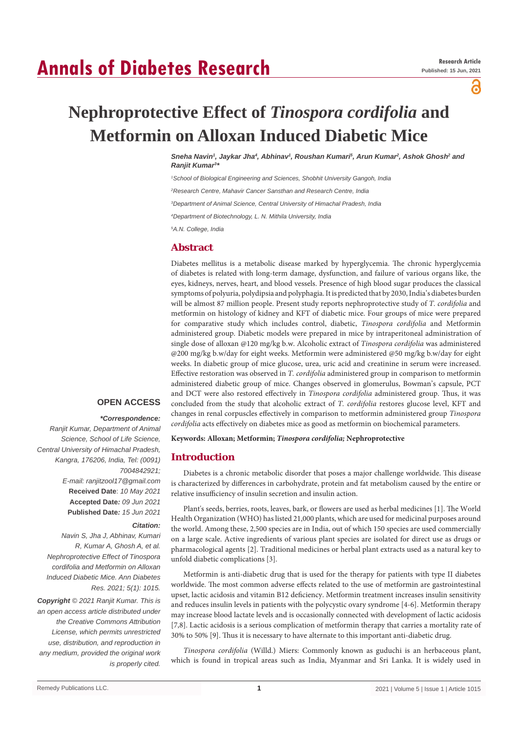# Nephroprotective Effect of *Tinospora cordifolia* and Metformin on Alloxan Induced Diabetic Mice

***Sneha Navin[1], Jaykar Jha[4], Abhinav[1], Roushan Kumari[5], Arun Kumar[2], Ashok Ghosh[2] and Ranjit Kumar[3]\****

*[1]School of Biological Engineering and Sciences, Shobhit University Gangoh, India*

*[2]Research Centre, Mahavir Cancer Sansthan and Research Centre, India*

*[3]Department of Animal Science, Central University of Himachal Pradesh, India*

*[4]Department of Biotechnology, L. N. Mithila University, India*

*[5]A.N. College, India*

## Abstract

Diabetes mellitus is a metabolic disease marked by hyperglycemia. The chronic hyperglycemia of diabetes is related with long-term damage, dysfunction, and failure of various organs like, the eyes, kidneys, nerves, heart, and blood vessels. Presence of high blood sugar produces the classical symptoms of polyuria, polydipsia and polyphagia. It is predicted that by 2030, India's diabetes burden will be almost 87 million people. Present study reports nephroprotective study of *T. cordifolia* and metformin on histology of kidney and KFT of diabetic mice. Four groups of mice were prepared for comparative study which includes control, diabetic, *Tinospora cordifolia* and Metformin administered group. Diabetic models were prepared in mice by intraperitoneal administration of single dose of alloxan @120 mg/kg b.w. Alcoholic extract of *Tinospora cordifolia* was administered @200 mg/kg b.w/day for eight weeks. Metformin were administered @50 mg/kg b.w/day for eight weeks. In diabetic group of mice glucose, urea, uric acid and creatinine in serum were increased. Effective restoration was observed in *T. cordifolia* administered group in comparison to metformin administered diabetic group of mice. Changes observed in glomerulus, Bowman's capsule, PCT and DCT were also restored effectively in *Tinospora cordifolia* administered group. Thus, it was concluded from the study that alcoholic extract of *T. cordifolia* restores glucose level, KFT and changes in renal corpuscles effectively in comparison to metformin administered group *Tinospora cordifolia* acts effectively on diabetes mice as good as metformin on biochemical parameters.

**Keywords: Alloxan; Metformin; *Tinospora cordifolia;* Nephroprotective**

**OPEN ACCESS**

***\*Correspondence:***

*Ranjit Kumar, Department of Animal Science, School of Life Science, Central University of Himachal Pradesh, Kangra, 176206, India, Tel: (0091) 7004842921;*

*E-mail: ranjitzool17@gmail.com*

**Received Date**: *10 May 2021*

**Accepted Date***: 09 Jun 2021*

**Published Date***: 15 Jun 2021*

***Citation:***

*Navin S, Jha J, Abhinav, Kumari R, Kumar A, Ghosh A, et al. Nephroprotective Effect of Tinospora cordifolia and Metformin on Alloxan Induced Diabetic Mice. Ann Diabetes Res. 2021; 5(1): 1015.*

***Copyright** © 2021 Ranjit Kumar. This is an open access article distributed under the Creative Commons Attribution License, which permits unrestricted use, distribution, and reproduction in any medium, provided the original work is properly cited.*

## Introduction

Diabetes is a chronic metabolic disorder that poses a major challenge worldwide. This disease is characterized by differences in carbohydrate, protein and fat metabolism caused by the entire or relative insufficiency of insulin secretion and insulin action.

Plant's seeds, berries, roots, leaves, bark, or flowers are used as herbal medicines [1]. The World Health Organization (WHO) has listed 21,000 plants, which are used for medicinal purposes around the world. Among these, 2,500 species are in India, out of which 150 species are used commercially on a large scale. Active ingredients of various plant species are isolated for direct use as drugs or pharmacological agents [2]. Traditional medicines or herbal plant extracts used as a natural key to unfold diabetic complications [3].

Metformin is anti-diabetic drug that is used for the therapy for patients with type II diabetes worldwide. The most common adverse effects related to the use of metformin are gastrointestinal upset, lactic acidosis and vitamin B12 deficiency. Metformin treatment increases insulin sensitivity and reduces insulin levels in patients with the polycystic ovary syndrome [4-6]. Metformin therapy may increase blood lactate levels and is occasionally connected with development of lactic acidosis [7,8]. Lactic acidosis is a serious complication of metformin therapy that carries a mortality rate of 30% to 50% [9]. Thus it is necessary to have alternate to this important anti-diabetic drug.

*Tinospora cordifolia* (Willd.) Miers: Commonly known as guduchi is an herbaceous plant, which is found in tropical areas such as India, Myanmar and Sri Lanka. It is widely used in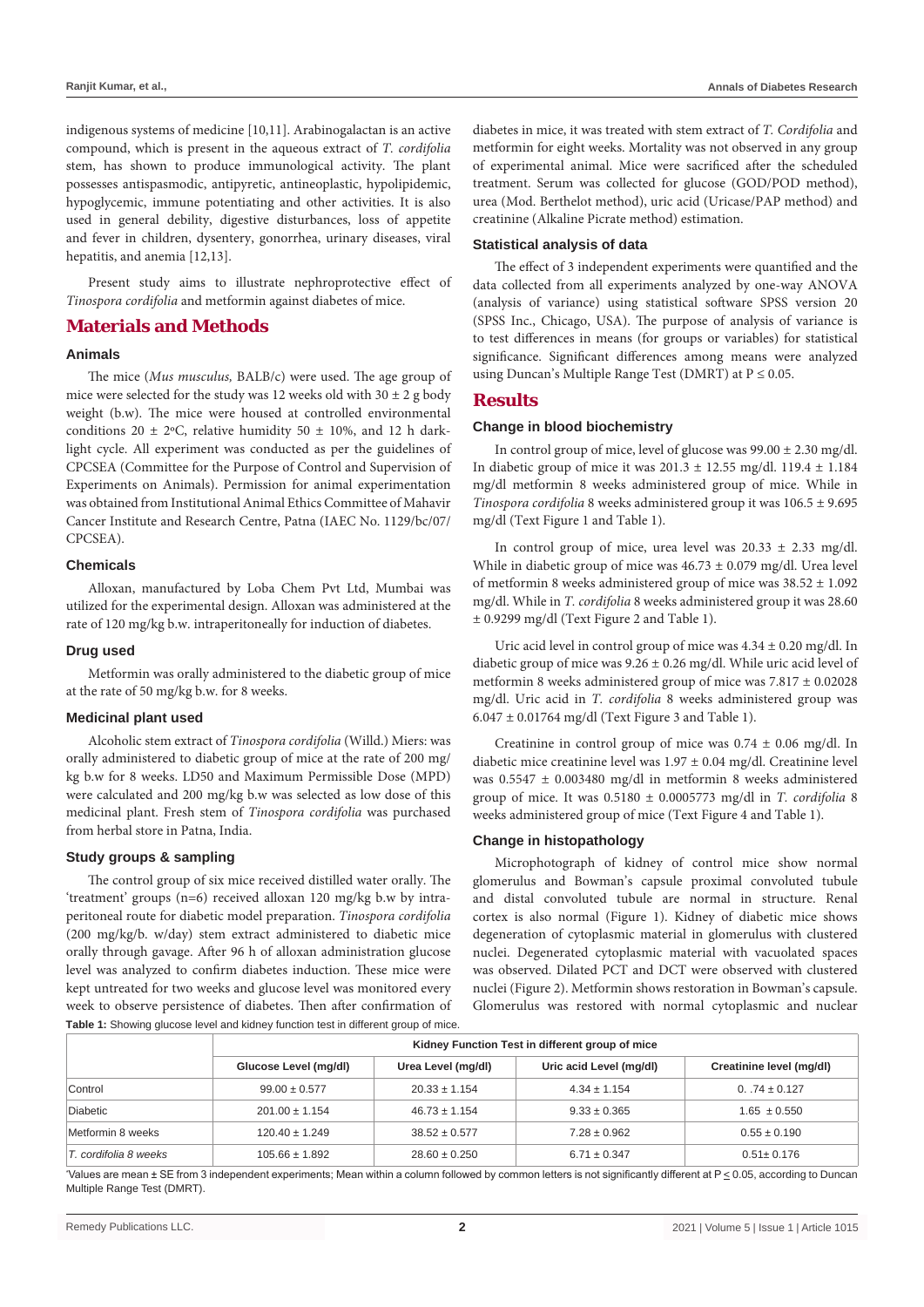indigenous systems of medicine [10,11]. Arabinogalactan is an active compound, which is present in the aqueous extract of *T. cordifolia* stem, has shown to produce immunological activity. The plant possesses antispasmodic, antipyretic, antineoplastic, hypolipidemic, hypoglycemic, immune potentiating and other activities. It is also used in general debility, digestive disturbances, loss of appetite and fever in children, dysentery, gonorrhea, urinary diseases, viral hepatitis, and anemia [12,13].

Present study aims to illustrate nephroprotective effect of *Tinospora cordifolia* and metformin against diabetes of mice.

## Materials and Methods

### Animals

The mice (*Mus musculus,* BALB/c) were used. The age group of mice were selected for the study was 12 weeks old with 30 ± 2 g body weight (b.w). The mice were housed at controlled environmental conditions 20 ± 2ºC, relative humidity 50 ± 10%, and 12 h dark-light cycle. All experiment was conducted as per the guidelines of CPCSEA (Committee for the Purpose of Control and Supervision of Experiments on Animals). Permission for animal experimentation was obtained from Institutional Animal Ethics Committee of Mahavir Cancer Institute and Research Centre, Patna (IAEC No. 1129/bc/07/CPCSEA).

### Chemicals

Alloxan, manufactured by Loba Chem Pvt Ltd, Mumbai was utilized for the experimental design. Alloxan was administered at the rate of 120 mg/kg b.w. intraperitoneally for induction of diabetes.

### Drug used

Metformin was orally administered to the diabetic group of mice at the rate of 50 mg/kg b.w. for 8 weeks.

### Medicinal plant used

Alcoholic stem extract of *Tinospora cordifolia* (Willd.) Miers: was orally administered to diabetic group of mice at the rate of 200 mg/kg b.w for 8 weeks. LD50 and Maximum Permissible Dose (MPD) were calculated and 200 mg/kg b.w was selected as low dose of this medicinal plant. Fresh stem of *Tinospora cordifolia* was purchased from herbal store in Patna, India.

### Study groups & sampling

The control group of six mice received distilled water orally. The 'treatment' groups (n=6) received alloxan 120 mg/kg b.w by intra-peritoneal route for diabetic model preparation. *Tinospora cordifolia* (200 mg/kg/b. w/day) stem extract administered to diabetic mice orally through gavage. After 96 h of alloxan administration glucose level was analyzed to confirm diabetes induction. These mice were kept untreated for two weeks and glucose level was monitored every week to observe persistence of diabetes. Then after confirmation of diabetes in mice, it was treated with stem extract of *T. Cordifolia* and metformin for eight weeks. Mortality was not observed in any group of experimental animal. Mice were sacrificed after the scheduled treatment. Serum was collected for glucose (GOD/POD method), urea (Mod. Berthelot method), uric acid (Uricase/PAP method) and creatinine (Alkaline Picrate method) estimation.

### Statistical analysis of data

The effect of 3 independent experiments were quantified and the data collected from all experiments analyzed by one-way ANOVA (analysis of variance) using statistical software SPSS version 20 (SPSS Inc., Chicago, USA). The purpose of analysis of variance is to test differences in means (for groups or variables) for statistical significance. Significant differences among means were analyzed using Duncan's Multiple Range Test (DMRT) at $P \leq 0.05$.

## Results

### Change in blood biochemistry

In control group of mice, level of glucose was 99.00 ± 2.30 mg/dl. In diabetic group of mice it was 201.3 ± 12.55 mg/dl. 119.4 ± 1.184 mg/dl metformin 8 weeks administered group of mice. While in *Tinospora cordifolia* 8 weeks administered group it was 106.5 ± 9.695 mg/dl (Text Figure 1 and Table 1).

In control group of mice, urea level was 20.33 ± 2.33 mg/dl. While in diabetic group of mice was 46.73 ± 0.079 mg/dl. Urea level of metformin 8 weeks administered group of mice was 38.52 ± 1.092 mg/dl. While in *T. cordifolia* 8 weeks administered group it was 28.60 ± 0.9299 mg/dl (Text Figure 2 and Table 1).

Uric acid level in control group of mice was 4.34 ± 0.20 mg/dl. In diabetic group of mice was 9.26 ± 0.26 mg/dl. While uric acid level of metformin 8 weeks administered group of mice was 7.817 ± 0.02028 mg/dl. Uric acid in *T. cordifolia* 8 weeks administered group was 6.047 ± 0.01764 mg/dl (Text Figure 3 and Table 1).

Creatinine in control group of mice was 0.74 ± 0.06 mg/dl. In diabetic mice creatinine level was 1.97 ± 0.04 mg/dl. Creatinine level was 0.5547 ± 0.003480 mg/dl in metformin 8 weeks administered group of mice. It was 0.5180 ± 0.0005773 mg/dl in *T. cordifolia* 8 weeks administered group of mice (Text Figure 4 and Table 1).

### Change in histopathology

Microphotograph of kidney of control mice show normal glomerulus and Bowman's capsule proximal convoluted tubule and distal convoluted tubule are normal in structure. Renal cortex is also normal (Figure 1). Kidney of diabetic mice shows degeneration of cytoplasmic material in glomerulus with clustered nuclei. Degenerated cytoplasmic material with vacuolated spaces was observed. Dilated PCT and DCT were observed with clustered nuclei (Figure 2). Metformin shows restoration in Bowman's capsule. Glomerulus was restored with normal cytoplasmic and nuclear

**Table 1:** Showing glucose level and kidney function test in different group of mice.

| | Kidney Function Test in different group of mice | | | |
|---|---|---|---|---|
| | Glucose Level (mg/dl) | Urea Level (mg/dl) | Uric acid Level (mg/dl) | Creatinine level (mg/dl) |
| Control | 99.00 ± 0.577 | 20.33 ± 1.154 | 4.34 ± 1.154 | 0. .74 ± 0.127 |
| Diabetic | 201.00 ± 1.154 | 46.73 ± 1.154 | 9.33 ± 0.365 | 1.65 ± 0.550 |
| Metformin 8 weeks | 120.40 ± 1.249 | 38.52 ± 0.577 | 7.28 ± 0.962 | 0.55 ± 0.190 |
| *T. cordifolia 8 weeks* | 105.66 ± 1.892 | 28.60 ± 0.250 | 6.71 ± 0.347 | 0.51± 0.176 |

'Values are mean ± SE from 3 independent experiments; Mean within a column followed by common letters is not significantly different at $P \leq 0.05$, according to Duncan Multiple Range Test (DMRT).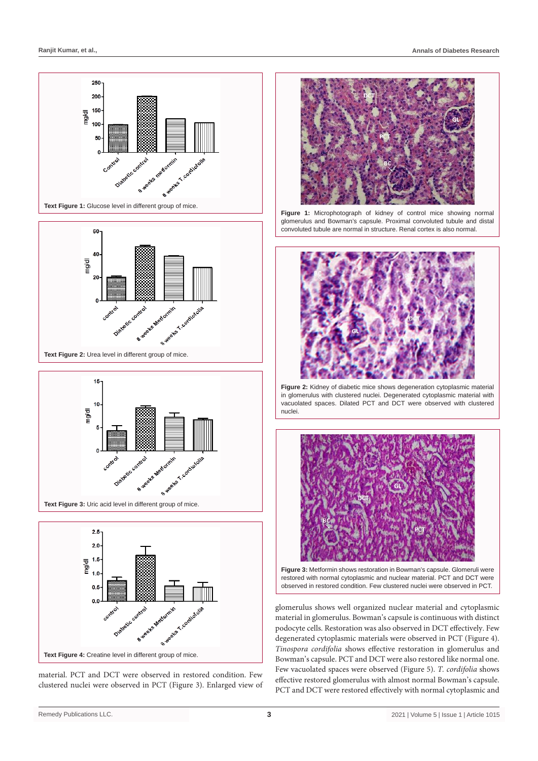250
200
150
100
50
0
mg/dl
Control
Diabetic control
8 weeks metformin
8 weeks T.cordiofolia

**Text Figure 1:** Glucose level in different group of mice.

60
40
20
0
mg/dl
control
Diabetic control
8 weeks Metformin
8 weeks T.cordiofolia

**Text Figure 2:** Urea level in different group of mice.

15
10
5
0
mg/dl
control
Diabetic control
8 weeks Metformin
8 weeks T.cordiofolia

**Text Figure 3:** Uric acid level in different group of mice.

2.5
2.0
1.5
1.0
0.5
0.0
mg/dl
control
Diabetic control
8 weeks Metformin
8 weeks T.cordiofolia

**Text Figure 4:** Creatine level in different group of mice.

material. PCT and DCT were observed in restored condition. Few clustered nuclei were observed in PCT (Figure 3). Enlarged view of

DCT
GL
PCT
BC

**Figure 1:** Microphotograph of kidney of control mice showing normal glomerulus and Bowman's capsule. Proximal convoluted tubule and distal convoluted tubule are normal in structure. Renal cortex is also normal.

BC
PCT
DCT
GL

**Figure 2:** Kidney of diabetic mice shows degeneration cytoplasmic material in glomerulus with clustered nuclei. Degenerated cytoplasmic material with vacuolated spaces. Dilated PCT and DCT were observed with clustered nuclei.

GL
DCT
BC
PCT

**Figure 3:** Metformin shows restoration in Bowman's capsule. Glomeruli were restored with normal cytoplasmic and nuclear material. PCT and DCT were observed in restored condition. Few clustered nuclei were observed in PCT.

glomerulus shows well organized nuclear material and cytoplasmic material in glomerulus. Bowman's capsule is continuous with distinct podocyte cells. Restoration was also observed in DCT effectively. Few degenerated cytoplasmic materials were observed in PCT (Figure 4). *Tinospora cordifolia* shows effective restoration in glomerulus and Bowman's capsule. PCT and DCT were also restored like normal one. Few vacuolated spaces were observed (Figure 5). *T. cordifolia* shows effective restored glomerulus with almost normal Bowman's capsule. PCT and DCT were restored effectively with normal cytoplasmic and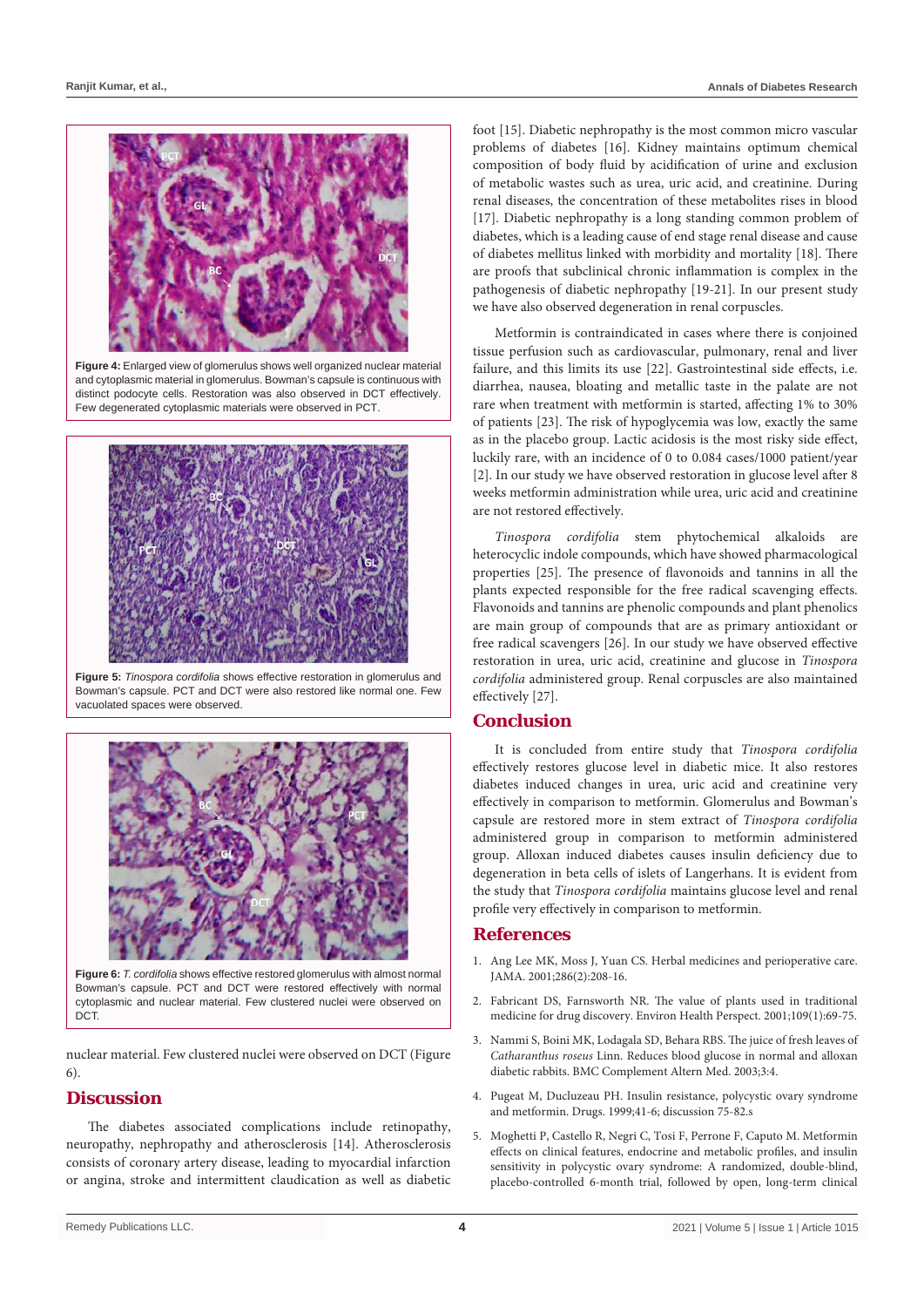**Figure 4:** Enlarged view of glomerulus shows well organized nuclear material and cytoplasmic material in glomerulus. Bowman's capsule is continuous with distinct podocyte cells. Restoration was also observed in DCT effectively. Few degenerated cytoplasmic materials were observed in PCT.

**Figure 5:** *Tinospora cordifolia* shows effective restoration in glomerulus and Bowman's capsule. PCT and DCT were also restored like normal one. Few vacuolated spaces were observed.

**Figure 6:** *T. cordifolia* shows effective restored glomerulus with almost normal Bowman's capsule. PCT and DCT were restored effectively with normal cytoplasmic and nuclear material. Few clustered nuclei were observed on DCT.

nuclear material. Few clustered nuclei were observed on DCT (Figure 6).

## Discussion

The diabetes associated complications include retinopathy, neuropathy, nephropathy and atherosclerosis [14]. Atherosclerosis consists of coronary artery disease, leading to myocardial infarction or angina, stroke and intermittent claudication as well as diabetic foot [15]. Diabetic nephropathy is the most common micro vascular problems of diabetes [16]. Kidney maintains optimum chemical composition of body fluid by acidification of urine and exclusion of metabolic wastes such as urea, uric acid, and creatinine. During renal diseases, the concentration of these metabolites rises in blood [17]. Diabetic nephropathy is a long standing common problem of diabetes, which is a leading cause of end stage renal disease and cause of diabetes mellitus linked with morbidity and mortality [18]. There are proofs that subclinical chronic inflammation is complex in the pathogenesis of diabetic nephropathy [19-21]. In our present study we have also observed degeneration in renal corpuscles.

Metformin is contraindicated in cases where there is conjoined tissue perfusion such as cardiovascular, pulmonary, renal and liver failure, and this limits its use [22]. Gastrointestinal side effects, i.e. diarrhea, nausea, bloating and metallic taste in the palate are not rare when treatment with metformin is started, affecting 1% to 30% of patients [23]. The risk of hypoglycemia was low, exactly the same as in the placebo group. Lactic acidosis is the most risky side effect, luckily rare, with an incidence of 0 to 0.084 cases/1000 patient/year [2]. In our study we have observed restoration in glucose level after 8 weeks metformin administration while urea, uric acid and creatinine are not restored effectively.

*Tinospora cordifolia* stem phytochemical alkaloids are heterocyclic indole compounds, which have showed pharmacological properties [25]. The presence of flavonoids and tannins in all the plants expected responsible for the free radical scavenging effects. Flavonoids and tannins are phenolic compounds and plant phenolics are main group of compounds that are as primary antioxidant or free radical scavengers [26]. In our study we have observed effective restoration in urea, uric acid, creatinine and glucose in *Tinospora cordifolia* administered group. Renal corpuscles are also maintained effectively [27].

## Conclusion

It is concluded from entire study that *Tinospora cordifolia* effectively restores glucose level in diabetic mice. It also restores diabetes induced changes in urea, uric acid and creatinine very effectively in comparison to metformin. Glomerulus and Bowman's capsule are restored more in stem extract of *Tinospora cordifolia* administered group in comparison to metformin administered group. Alloxan induced diabetes causes insulin deficiency due to degeneration in beta cells of islets of Langerhans. It is evident from the study that *Tinospora cordifolia* maintains glucose level and renal profile very effectively in comparison to metformin.

## References

1. Ang Lee MK, Moss J, Yuan CS. Herbal medicines and perioperative care. JAMA. 2001;286(2):208-16.
2. Fabricant DS, Farnsworth NR. The value of plants used in traditional medicine for drug discovery. Environ Health Perspect. 2001;109(1):69-75.
3. Nammi S, Boini MK, Lodagala SD, Behara RBS. The juice of fresh leaves of *Catharanthus roseus* Linn. Reduces blood glucose in normal and alloxan diabetic rabbits. BMC Complement Altern Med. 2003;3:4.
4. Pugeat M, Ducluzeau PH. Insulin resistance, polycystic ovary syndrome and metformin. Drugs. 1999;41-6; discussion 75-82.s
5. Moghetti P, Castello R, Negri C, Tosi F, Perrone F, Caputo M. Metformin effects on clinical features, endocrine and metabolic profiles, and insulin sensitivity in polycystic ovary syndrome: A randomized, double-blind, placebo-controlled 6-month trial, followed by open, long-term clinical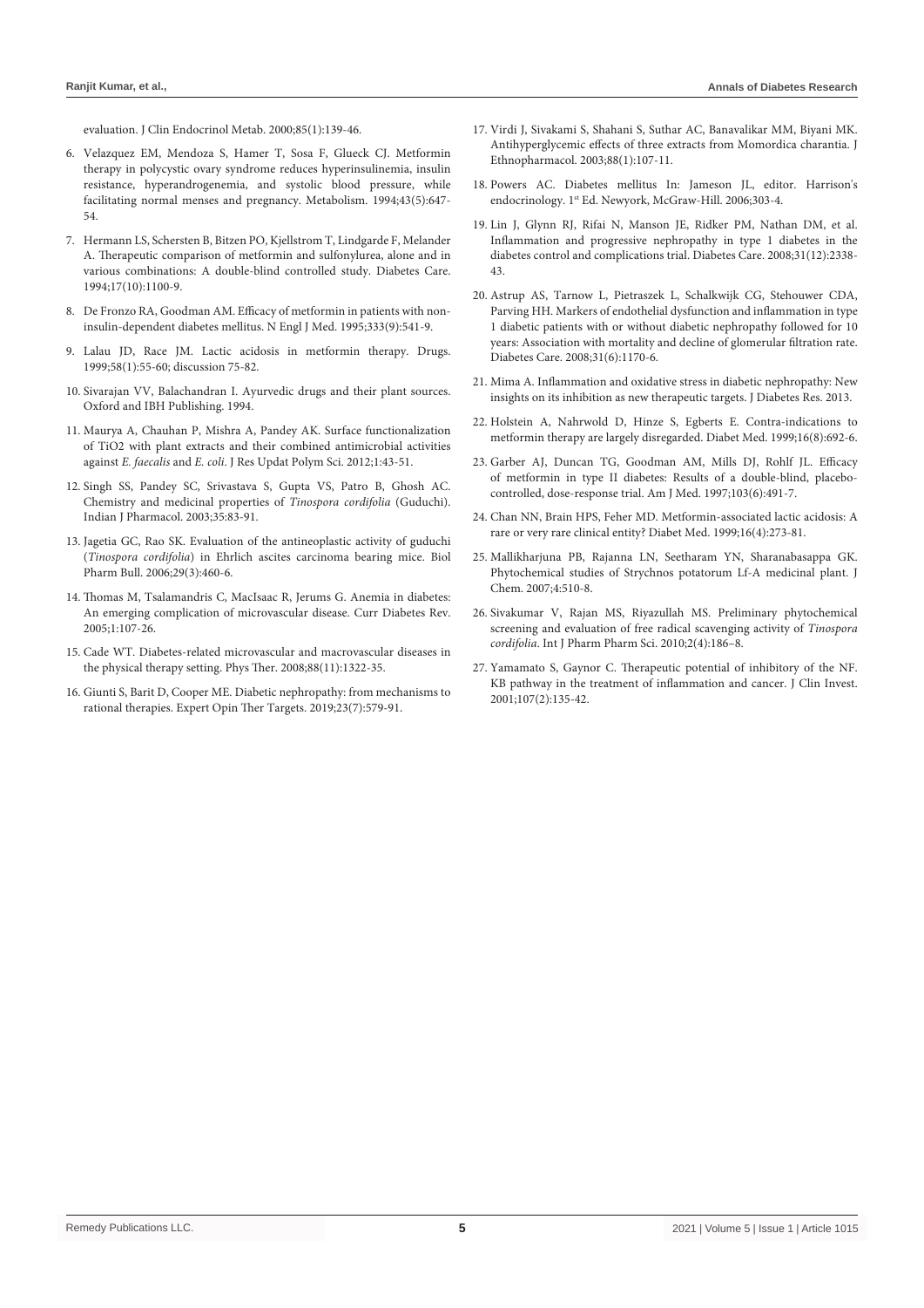evaluation. J Clin Endocrinol Metab. 2000;85(1):139-46.

6. Velazquez EM, Mendoza S, Hamer T, Sosa F, Glueck CJ. Metformin therapy in polycystic ovary syndrome reduces hyperinsulinemia, insulin resistance, hyperandrogenemia, and systolic blood pressure, while facilitating normal menses and pregnancy. Metabolism. 1994;43(5):647-54.
7. Hermann LS, Schersten B, Bitzen PO, Kjellstrom T, Lindgarde F, Melander A. Therapeutic comparison of metformin and sulfonylurea, alone and in various combinations: A double-blind controlled study. Diabetes Care. 1994;17(10):1100-9.
8. De Fronzo RA, Goodman AM. Efficacy of metformin in patients with non-insulin-dependent diabetes mellitus. N Engl J Med. 1995;333(9):541-9.
9. Lalau JD, Race JM. Lactic acidosis in metformin therapy. Drugs. 1999;58(1):55-60; discussion 75-82.
10. Sivarajan VV, Balachandran I. Ayurvedic drugs and their plant sources. Oxford and IBH Publishing. 1994.
11. Maurya A, Chauhan P, Mishra A, Pandey AK. Surface functionalization of TiO2 with plant extracts and their combined antimicrobial activities against *E. faecalis* and *E. coli*. J Res Updat Polym Sci. 2012;1:43-51.
12. Singh SS, Pandey SC, Srivastava S, Gupta VS, Patro B, Ghosh AC. Chemistry and medicinal properties of *Tinospora cordifolia* (Guduchi). Indian J Pharmacol. 2003;35:83-91.
13. Jagetia GC, Rao SK. Evaluation of the antineoplastic activity of guduchi (*Tinospora cordifolia*) in Ehrlich ascites carcinoma bearing mice. Biol Pharm Bull. 2006;29(3):460-6.
14. Thomas M, Tsalamandris C, MacIsaac R, Jerums G. Anemia in diabetes: An emerging complication of microvascular disease. Curr Diabetes Rev. 2005;1:107-26.
15. Cade WT. Diabetes-related microvascular and macrovascular diseases in the physical therapy setting. Phys Ther. 2008;88(11):1322-35.
16. Giunti S, Barit D, Cooper ME. Diabetic nephropathy: from mechanisms to rational therapies. Expert Opin Ther Targets. 2019;23(7):579-91.
17. Virdi J, Sivakami S, Shahani S, Suthar AC, Banavalikar MM, Biyani MK. Antihyperglycemic effects of three extracts from Momordica charantia. J Ethnopharmacol. 2003;88(1):107-11.
18. Powers AC. Diabetes mellitus In: Jameson JL, editor. Harrison's endocrinology. 1st Ed. Newyork, McGraw-Hill. 2006;303-4.
19. Lin J, Glynn RJ, Rifai N, Manson JE, Ridker PM, Nathan DM, et al. Inflammation and progressive nephropathy in type 1 diabetes in the diabetes control and complications trial. Diabetes Care. 2008;31(12):2338-43.
20. Astrup AS, Tarnow L, Pietraszek L, Schalkwijk CG, Stehouwer CDA, Parving HH. Markers of endothelial dysfunction and inflammation in type 1 diabetic patients with or without diabetic nephropathy followed for 10 years: Association with mortality and decline of glomerular filtration rate. Diabetes Care. 2008;31(6):1170-6.
21. Mima A. Inflammation and oxidative stress in diabetic nephropathy: New insights on its inhibition as new therapeutic targets. J Diabetes Res. 2013.
22. Holstein A, Nahrwold D, Hinze S, Egberts E. Contra-indications to metformin therapy are largely disregarded. Diabet Med. 1999;16(8):692-6.
23. Garber AJ, Duncan TG, Goodman AM, Mills DJ, Rohlf JL. Efficacy of metformin in type II diabetes: Results of a double-blind, placebo-controlled, dose-response trial. Am J Med. 1997;103(6):491-7.
24. Chan NN, Brain HPS, Feher MD. Metformin-associated lactic acidosis: A rare or very rare clinical entity? Diabet Med. 1999;16(4):273-81.
25. Mallikharjuna PB, Rajanna LN, Seetharam YN, Sharanabasappa GK. Phytochemical studies of Strychnos potatorum Lf-A medicinal plant. J Chem. 2007;4:510-8.
26. Sivakumar V, Rajan MS, Riyazullah MS. Preliminary phytochemical screening and evaluation of free radical scavenging activity of *Tinospora cordifolia*. Int J Pharm Pharm Sci. 2010;2(4):186–8.
27. Yamamato S, Gaynor C. Therapeutic potential of inhibitory of the NF. KB pathway in the treatment of inflammation and cancer. J Clin Invest. 2001;107(2):135-42.